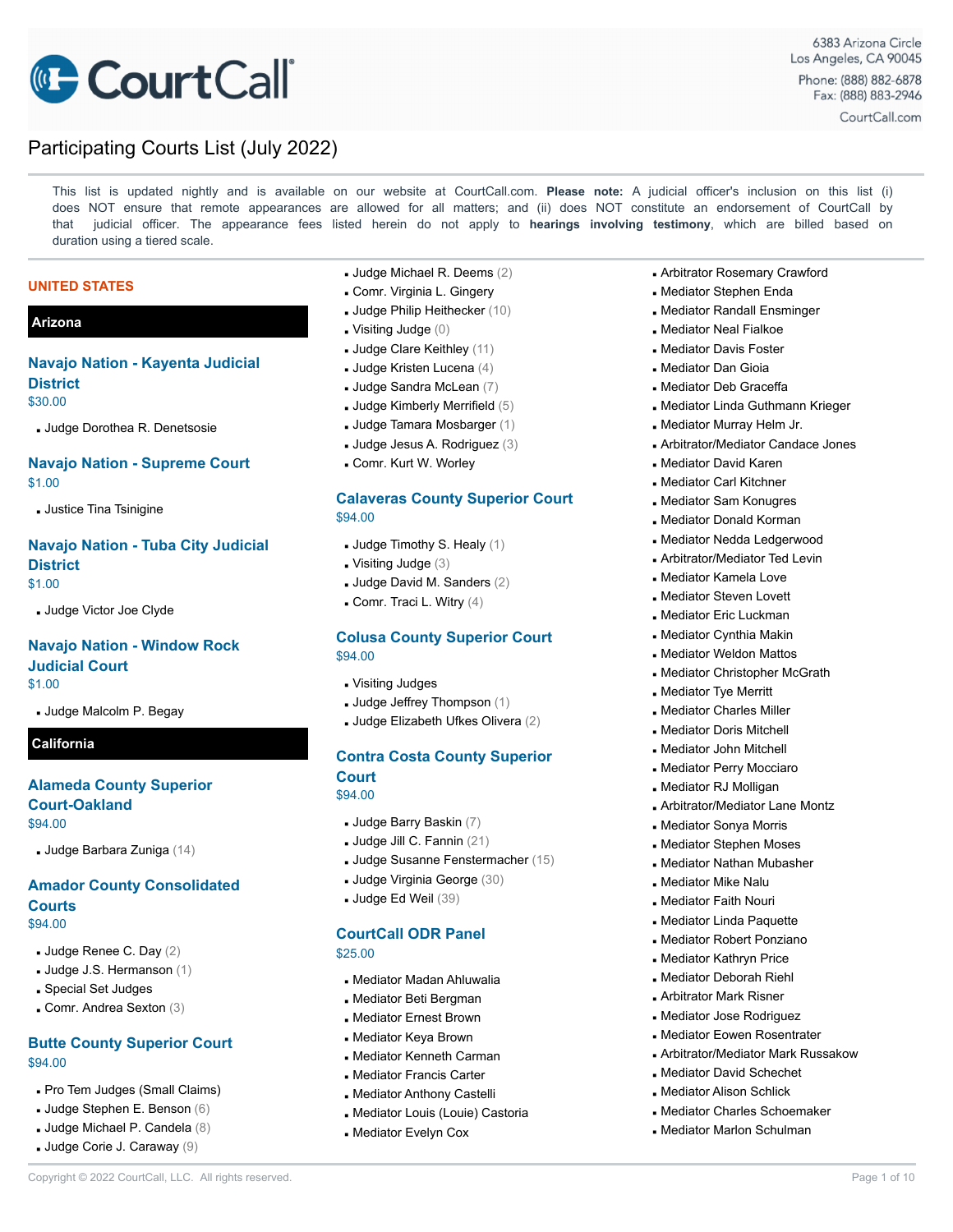CourtCall®

6383 Arizona Circle
Los Angeles, CA 90045

Phone: (888) 882-6878
Fax: (888) 883-2946

CourtCall.com

# Participating Courts List (July 2022)

This list is updated nightly and is available on our website at CourtCall.com. **Please note:** A judicial officer's inclusion on this list (i) does NOT ensure that remote appearances are allowed for all matters; and (ii) does NOT constitute an endorsement of CourtCall by that judicial officer. The appearance fees listed herein do not apply to **hearings involving testimony**, which are billed based on duration using a tiered scale.

## UNITED STATES

### Arizona

#### Navajo Nation - Kayenta Judicial District
$30.00

- Judge Dorothea R. Denetsosie

#### Navajo Nation - Supreme Court
$1.00

- Justice Tina Tsinigine

#### Navajo Nation - Tuba City Judicial District
$1.00

- Judge Victor Joe Clyde

#### Navajo Nation - Window Rock Judicial Court
$1.00

- Judge Malcolm P. Begay

### California

#### Alameda County Superior Court-Oakland
$94.00

- Judge Barbara Zuniga (14)

#### Amador County Consolidated Courts
$94.00

- Judge Renee C. Day (2)
- Judge J.S. Hermanson (1)
- Special Set Judges
- Comr. Andrea Sexton (3)

#### Butte County Superior Court
$94.00

- Pro Tem Judges (Small Claims)
- Judge Stephen E. Benson (6)
- Judge Michael P. Candela (8)
- Judge Corie J. Caraway (9)
- Judge Michael R. Deems (2)
- Comr. Virginia L. Gingery
- Judge Philip Heithecker (10)
- Visiting Judge (0)
- Judge Clare Keithley (11)
- Judge Kristen Lucena (4)
- Judge Sandra McLean (7)
- Judge Kimberly Merrifield (5)
- Judge Tamara Mosbarger (1)
- Judge Jesus A. Rodriguez (3)
- Comr. Kurt W. Worley

#### Calaveras County Superior Court
$94.00

- Judge Timothy S. Healy (1)
- Visiting Judge (3)
- Judge David M. Sanders (2)
- Comr. Traci L. Witry (4)

#### Colusa County Superior Court
$94.00

- Visiting Judges
- Judge Jeffrey Thompson (1)
- Judge Elizabeth Ufkes Olivera (2)

#### Contra Costa County Superior Court
$94.00

- Judge Barry Baskin (7)
- Judge Jill C. Fannin (21)
- Judge Susanne Fenstermacher (15)
- Judge Virginia George (30)
- Judge Ed Weil (39)

#### CourtCall ODR Panel
$25.00

- Mediator Madan Ahluwalia
- Mediator Beti Bergman
- Mediator Ernest Brown
- Mediator Keya Brown
- Mediator Kenneth Carman
- Mediator Francis Carter
- Mediator Anthony Castelli
- Mediator Louis (Louie) Castoria
- Mediator Evelyn Cox
- Arbitrator Rosemary Crawford
- Mediator Stephen Enda
- Mediator Randall Ensminger
- Mediator Neal Fialkoe
- Mediator Davis Foster
- Mediator Dan Gioia
- Mediator Deb Graceffa
- Mediator Linda Guthmann Krieger
- Mediator Murray Helm Jr.
- Arbitrator/Mediator Candace Jones
- Mediator David Karen
- Mediator Carl Kitchner
- Mediator Sam Konugres
- Mediator Donald Korman
- Mediator Nedda Ledgerwood
- Arbitrator/Mediator Ted Levin
- Mediator Kamela Love
- Mediator Steven Lovett
- Mediator Eric Luckman
- Mediator Cynthia Makin
- Mediator Weldon Mattos
- Mediator Christopher McGrath
- Mediator Tye Merritt
- Mediator Charles Miller
- Mediator Doris Mitchell
- Mediator John Mitchell
- Mediator Perry Mocciaro
- Mediator RJ Molligan
- Arbitrator/Mediator Lane Montz
- Mediator Sonya Morris
- Mediator Stephen Moses
- Mediator Nathan Mubasher
- Mediator Mike Nalu
- Mediator Faith Nouri
- Mediator Linda Paquette
- Mediator Robert Ponziano
- Mediator Kathryn Price
- Mediator Deborah Riehl
- Arbitrator Mark Risner
- Mediator Jose Rodriguez
- Mediator Eowen Rosentrater
- Arbitrator/Mediator Mark Russakow
- Mediator David Schechet
- Mediator Alison Schlick
- Mediator Charles Schoemaker
- Mediator Marlon Schulman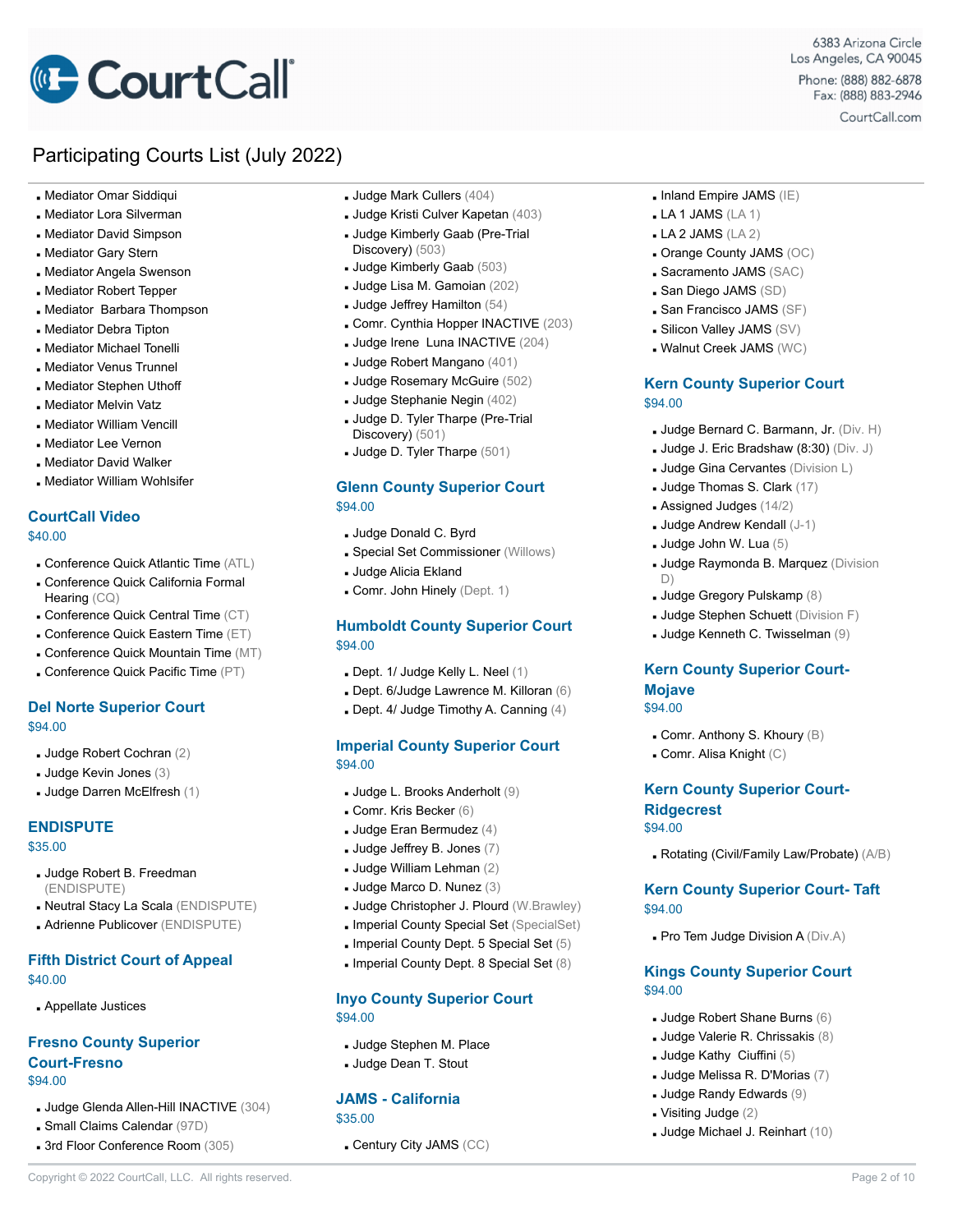# Participating Courts List (July 2022)

- Mediator Omar Siddiqui
- Mediator Lora Silverman
- Mediator David Simpson
- Mediator Gary Stern
- Mediator Angela Swenson
- Mediator Robert Tepper
- Mediator Barbara Thompson
- Mediator Debra Tipton
- Mediator Michael Tonelli
- Mediator Venus Trunnel
- Mediator Stephen Uthoff
- Mediator Melvin Vatz
- Mediator William Vencill
- Mediator Lee Vernon
- Mediator David Walker
- Mediator William Wohlsifer

## CourtCall Video

$40.00

- Conference Quick Atlantic Time (ATL)
- Conference Quick California Formal Hearing (CQ)
- Conference Quick Central Time (CT)
- Conference Quick Eastern Time (ET)
- Conference Quick Mountain Time (MT)
- Conference Quick Pacific Time (PT)

## Del Norte Superior Court

$94.00

- Judge Robert Cochran (2)
- Judge Kevin Jones (3)
- Judge Darren McElfresh (1)

## ENDISPUTE

$35.00

- Judge Robert B. Freedman (ENDISPUTE)
- Neutral Stacy La Scala (ENDISPUTE)
- Adrienne Publicover (ENDISPUTE)

## Fifth District Court of Appeal

$40.00

- Appellate Justices

## Fresno County Superior Court-Fresno

$94.00

- Judge Glenda Allen-Hill INACTIVE (304)
- Small Claims Calendar (97D)
- 3rd Floor Conference Room (305)
- Judge Mark Cullers (404)
- Judge Kristi Culver Kapetan (403)
- Judge Kimberly Gaab (Pre-Trial Discovery) (503)
- Judge Kimberly Gaab (503)
- Judge Lisa M. Gamoian (202)
- Judge Jeffrey Hamilton (54)
- Comr. Cynthia Hopper INACTIVE (203)
- Judge Irene Luna INACTIVE (204)
- Judge Robert Mangano (401)
- Judge Rosemary McGuire (502)
- Judge Stephanie Negin (402)
- Judge D. Tyler Tharpe (Pre-Trial Discovery) (501)
- Judge D. Tyler Tharpe (501)

## Glenn County Superior Court

$94.00

- Judge Donald C. Byrd
- Special Set Commissioner (Willows)
- Judge Alicia Ekland
- Comr. John Hinely (Dept. 1)

## Humboldt County Superior Court

$94.00

- Dept. 1/ Judge Kelly L. Neel (1)
- Dept. 6/Judge Lawrence M. Killoran (6)
- Dept. 4/ Judge Timothy A. Canning (4)

## Imperial County Superior Court

$94.00

- Judge L. Brooks Anderholt (9)
- Comr. Kris Becker (6)
- Judge Eran Bermudez (4)
- Judge Jeffrey B. Jones (7)
- Judge William Lehman (2)
- Judge Marco D. Nunez (3)
- Judge Christopher J. Plourd (W.Brawley)
- Imperial County Special Set (SpecialSet)
- Imperial County Dept. 5 Special Set (5)
- Imperial County Dept. 8 Special Set (8)

## Inyo County Superior Court

$94.00

- Judge Stephen M. Place
- Judge Dean T. Stout

## JAMS - California

$35.00

- Century City JAMS (CC)
- Inland Empire JAMS (IE)
- LA 1 JAMS (LA 1)
- LA 2 JAMS (LA 2)
- Orange County JAMS (OC)
- Sacramento JAMS (SAC)
- San Diego JAMS (SD)
- San Francisco JAMS (SF)
- Silicon Valley JAMS (SV)
- Walnut Creek JAMS (WC)

## Kern County Superior Court

$94.00

- Judge Bernard C. Barmann, Jr. (Div. H)
- Judge J. Eric Bradshaw (8:30) (Div. J)
- Judge Gina Cervantes (Division L)
- Judge Thomas S. Clark (17)
- Assigned Judges (14/2)
- Judge Andrew Kendall (J-1)
- Judge John W. Lua (5)
- Judge Raymonda B. Marquez (Division D)
- Judge Gregory Pulskamp (8)
- Judge Stephen Schuett (Division F)
- Judge Kenneth C. Twisselman (9)

## Kern County Superior Court-Mojave

$94.00

- Comr. Anthony S. Khoury (B)
- Comr. Alisa Knight (C)

## Kern County Superior Court-Ridgecrest

$94.00

- Rotating (Civil/Family Law/Probate) (A/B)

## Kern County Superior Court- Taft

$94.00

- Pro Tem Judge Division A (Div.A)

## Kings County Superior Court

$94.00

- Judge Robert Shane Burns (6)
- Judge Valerie R. Chrissakis (8)
- Judge Kathy Ciuffini (5)
- Judge Melissa R. D'Morias (7)
- Judge Randy Edwards (9)
- Visiting Judge (2)
- Judge Michael J. Reinhart (10)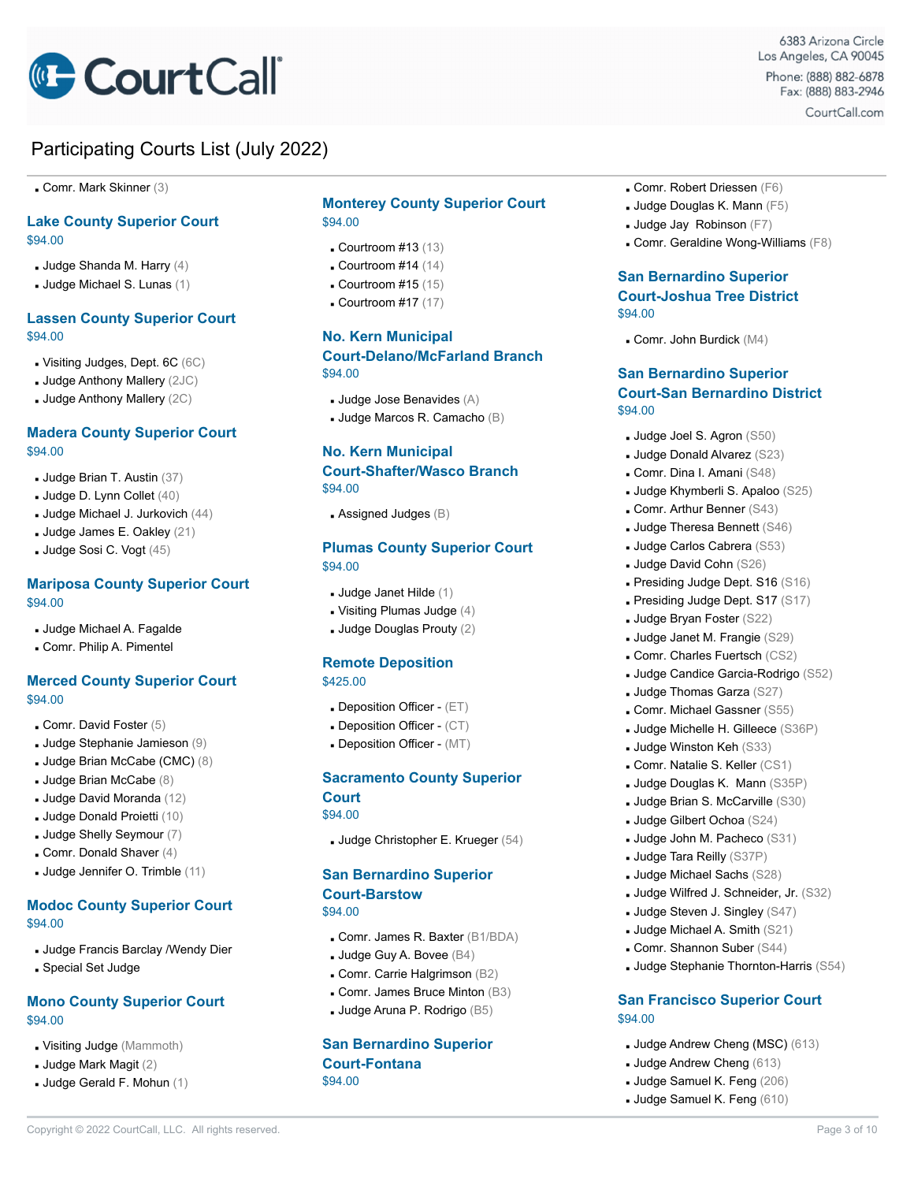## Participating Courts List (July 2022)

- Comr. Mark Skinner (3)

### Lake County Superior Court
$94.00

- Judge Shanda M. Harry (4)
- Judge Michael S. Lunas (1)

### Lassen County Superior Court
$94.00

- Visiting Judges, Dept. 6C (6C)
- Judge Anthony Mallery (2JC)
- Judge Anthony Mallery (2C)

### Madera County Superior Court
$94.00

- Judge Brian T. Austin (37)
- Judge D. Lynn Collet (40)
- Judge Michael J. Jurkovich (44)
- Judge James E. Oakley (21)
- Judge Sosi C. Vogt (45)

### Mariposa County Superior Court
$94.00

- Judge Michael A. Fagalde
- Comr. Philip A. Pimentel

### Merced County Superior Court
$94.00

- Comr. David Foster (5)
- Judge Stephanie Jamieson (9)
- Judge Brian McCabe (CMC) (8)
- Judge Brian McCabe (8)
- Judge David Moranda (12)
- Judge Donald Proietti (10)
- Judge Shelly Seymour (7)
- Comr. Donald Shaver (4)
- Judge Jennifer O. Trimble (11)

### Modoc County Superior Court
$94.00

- Judge Francis Barclay /Wendy Dier
- Special Set Judge

### Mono County Superior Court
$94.00

- Visiting Judge (Mammoth)
- Judge Mark Magit (2)
- Judge Gerald F. Mohun (1)

### Monterey County Superior Court
$94.00

- Courtroom #13 (13)
- Courtroom #14 (14)
- Courtroom #15 (15)
- Courtroom #17 (17)

### No. Kern Municipal Court-Delano/McFarland Branch
$94.00

- Judge Jose Benavides (A)
- Judge Marcos R. Camacho (B)

### No. Kern Municipal Court-Shafter/Wasco Branch
$94.00

- Assigned Judges (B)

### Plumas County Superior Court
$94.00

- Judge Janet Hilde (1)
- Visiting Plumas Judge (4)
- Judge Douglas Prouty (2)

### Remote Deposition
$425.00

- Deposition Officer - (ET)
- Deposition Officer - (CT)
- Deposition Officer - (MT)

### Sacramento County Superior Court
$94.00

- Judge Christopher E. Krueger (54)

### San Bernardino Superior Court-Barstow
$94.00

- Comr. James R. Baxter (B1/BDA)
- Judge Guy A. Bovee (B4)
- Comr. Carrie Halgrimson (B2)
- Comr. James Bruce Minton (B3)
- Judge Aruna P. Rodrigo (B5)

### San Bernardino Superior Court-Fontana
$94.00

- Comr. Robert Driessen (F6)
- Judge Douglas K. Mann (F5)
- Judge Jay Robinson (F7)
- Comr. Geraldine Wong-Williams (F8)

### San Bernardino Superior Court-Joshua Tree District
$94.00

- Comr. John Burdick (M4)

### San Bernardino Superior Court-San Bernardino District
$94.00

- Judge Joel S. Agron (S50)
- Judge Donald Alvarez (S23)
- Comr. Dina I. Amani (S48)
- Judge Khymberli S. Apaloo (S25)
- Comr. Arthur Benner (S43)
- Judge Theresa Bennett (S46)
- Judge Carlos Cabrera (S53)
- Judge David Cohn (S26)
- Presiding Judge Dept. S16 (S16)
- Presiding Judge Dept. S17 (S17)
- Judge Bryan Foster (S22)
- Judge Janet M. Frangie (S29)
- Comr. Charles Fuertsch (CS2)
- Judge Candice Garcia-Rodrigo (S52)
- Judge Thomas Garza (S27)
- Comr. Michael Gassner (S55)
- Judge Michelle H. Gilleece (S36P)
- Judge Winston Keh (S33)
- Comr. Natalie S. Keller (CS1)
- Judge Douglas K. Mann (S35P)
- Judge Brian S. McCarville (S30)
- Judge Gilbert Ochoa (S24)
- Judge John M. Pacheco (S31)
- Judge Tara Reilly (S37P)
- Judge Michael Sachs (S28)
- Judge Wilfred J. Schneider, Jr. (S32)
- Judge Steven J. Singley (S47)
- Judge Michael A. Smith (S21)
- Comr. Shannon Suber (S44)
- Judge Stephanie Thornton-Harris (S54)

### San Francisco Superior Court
$94.00

- Judge Andrew Cheng (MSC) (613)
- Judge Andrew Cheng (613)
- Judge Samuel K. Feng (206)
- Judge Samuel K. Feng (610)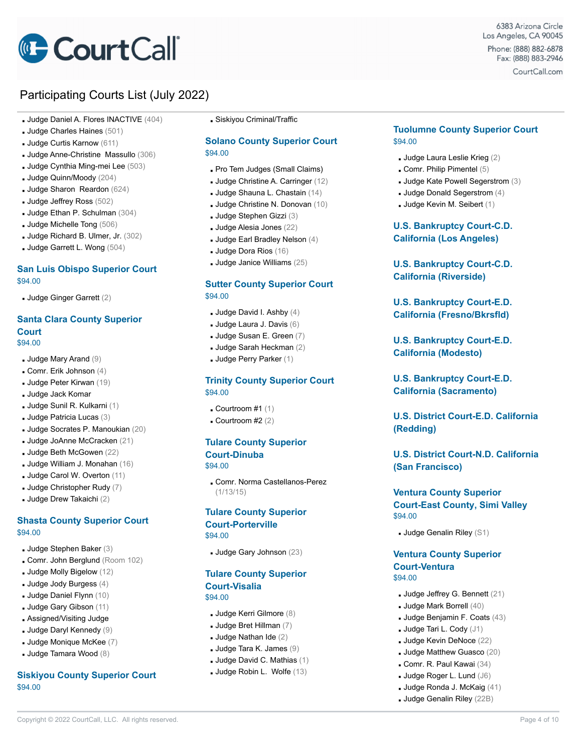# Participating Courts List (July 2022)

- Judge Daniel A. Flores INACTIVE (404)
- Judge Charles Haines (501)
- Judge Curtis Karnow (611)
- Judge Anne-Christine Massullo (306)
- Judge Cynthia Ming-mei Lee (503)
- Judge Quinn/Moody (204)
- Judge Sharon Reardon (624)
- Judge Jeffrey Ross (502)
- Judge Ethan P. Schulman (304)
- Judge Michelle Tong (506)
- Judge Richard B. Ulmer, Jr. (302)
- Judge Garrett L. Wong (504)

### San Luis Obispo Superior Court

$94.00

- Judge Ginger Garrett (2)

### Santa Clara County Superior Court

$94.00

- Judge Mary Arand (9)
- Comr. Erik Johnson (4)
- Judge Peter Kirwan (19)
- Judge Jack Komar
- Judge Sunil R. Kulkarni (1)
- Judge Patricia Lucas (3)
- Judge Socrates P. Manoukian (20)
- Judge JoAnne McCracken (21)
- Judge Beth McGowen (22)
- Judge William J. Monahan (16)
- Judge Carol W. Overton (11)
- Judge Christopher Rudy (7)
- Judge Drew Takaichi (2)

### Shasta County Superior Court

$94.00

- Judge Stephen Baker (3)
- Comr. John Berglund (Room 102)
- Judge Molly Bigelow (12)
- Judge Jody Burgess (4)
- Judge Daniel Flynn (10)
- Judge Gary Gibson (11)
- Assigned/Visiting Judge
- Judge Daryl Kennedy (9)
- Judge Monique McKee (7)
- Judge Tamara Wood (8)

### Siskiyou County Superior Court

$94.00

- Siskiyou Criminal/Traffic

### Solano County Superior Court

$94.00

- Pro Tem Judges (Small Claims)
- Judge Christine A. Carringer (12)
- Judge Shauna L. Chastain (14)
- Judge Christine N. Donovan (10)
- Judge Stephen Gizzi (3)
- Judge Alesia Jones (22)
- Judge Earl Bradley Nelson (4)
- Judge Dora Rios (16)
- Judge Janice Williams (25)

### Sutter County Superior Court

$94.00

- Judge David I. Ashby (4)
- Judge Laura J. Davis (6)
- Judge Susan E. Green (7)
- Judge Sarah Heckman (2)
- Judge Perry Parker (1)

### Trinity County Superior Court

$94.00

- Courtroom #1 (1)
- Courtroom #2 (2)

### Tulare County Superior Court-Dinuba

$94.00

- Comr. Norma Castellanos-Perez (1/13/15)

### Tulare County Superior Court-Porterville

$94.00

- Judge Gary Johnson (23)

### Tulare County Superior Court-Visalia

$94.00

- Judge Kerri Gilmore (8)
- Judge Bret Hillman (7)
- Judge Nathan Ide (2)
- Judge Tara K. James (9)
- Judge David C. Mathias (1)
- Judge Robin L. Wolfe (13)

### Tuolumne County Superior Court

$94.00

- Judge Laura Leslie Krieg (2)
- Comr. Philip Pimentel (5)
- Judge Kate Powell Segerstrom (3)
- Judge Donald Segerstrom (4)
- Judge Kevin M. Seibert (1)

### U.S. Bankruptcy Court-C.D. California (Los Angeles)

### U.S. Bankruptcy Court-C.D. California (Riverside)

### U.S. Bankruptcy Court-E.D. California (Fresno/Bkrsfld)

### U.S. Bankruptcy Court-E.D. California (Modesto)

### U.S. Bankruptcy Court-E.D. California (Sacramento)

### U.S. District Court-E.D. California (Redding)

### U.S. District Court-N.D. California (San Francisco)

### Ventura County Superior Court-East County, Simi Valley

$94.00

- Judge Genalin Riley (S1)

### Ventura County Superior Court-Ventura

$94.00

- Judge Jeffrey G. Bennett (21)
- Judge Mark Borrell (40)
- Judge Benjamin F. Coats (43)
- Judge Tari L. Cody (J1)
- Judge Kevin DeNoce (22)
- Judge Matthew Guasco (20)
- Comr. R. Paul Kawai (34)
- Judge Roger L. Lund (J6)
- Judge Ronda J. McKaig (41)
- Judge Genalin Riley (22B)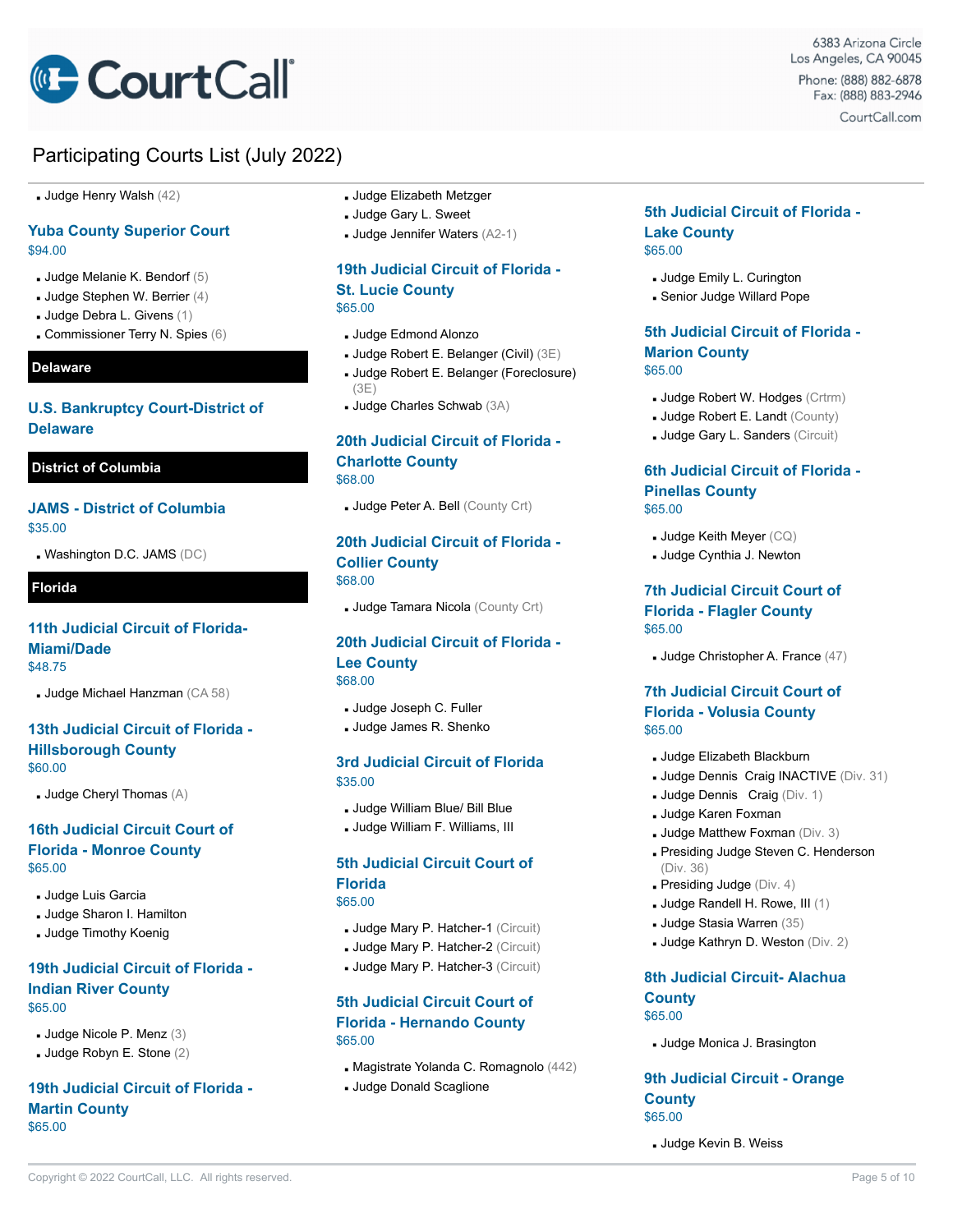- Judge Henry Walsh (42)

### Yuba County Superior Court

$94.00

- Judge Melanie K. Bendorf (5)
- Judge Stephen W. Berrier (4)
- Judge Debra L. Givens (1)
- Commissioner Terry N. Spies (6)

## Delaware

### U.S. Bankruptcy Court-District of Delaware

## District of Columbia

### JAMS - District of Columbia

$35.00

- Washington D.C. JAMS (DC)

## Florida

### 11th Judicial Circuit of Florida-Miami/Dade

$48.75

- Judge Michael Hanzman (CA 58)

### 13th Judicial Circuit of Florida - Hillsborough County

$60.00

- Judge Cheryl Thomas (A)

### 16th Judicial Circuit Court of Florida - Monroe County

$65.00

- Judge Luis Garcia
- Judge Sharon I. Hamilton
- Judge Timothy Koenig

### 19th Judicial Circuit of Florida - Indian River County

$65.00

- Judge Nicole P. Menz (3)
- Judge Robyn E. Stone (2)

### 19th Judicial Circuit of Florida - Martin County

$65.00

- Judge Elizabeth Metzger
- Judge Gary L. Sweet
- Judge Jennifer Waters (A2-1)

### 19th Judicial Circuit of Florida - St. Lucie County

$65.00

- Judge Edmond Alonzo
- Judge Robert E. Belanger (Civil) (3E)
- Judge Robert E. Belanger (Foreclosure) (3E)
- Judge Charles Schwab (3A)

### 20th Judicial Circuit of Florida - Charlotte County

$68.00

- Judge Peter A. Bell (County Crt)

### 20th Judicial Circuit of Florida - Collier County

$68.00

- Judge Tamara Nicola (County Crt)

### 20th Judicial Circuit of Florida - Lee County

$68.00

- Judge Joseph C. Fuller
- Judge James R. Shenko

### 3rd Judicial Circuit of Florida

$35.00

- Judge William Blue/ Bill Blue
- Judge William F. Williams, III

### 5th Judicial Circuit Court of Florida

$65.00

- Judge Mary P. Hatcher-1 (Circuit)
- Judge Mary P. Hatcher-2 (Circuit)
- Judge Mary P. Hatcher-3 (Circuit)

### 5th Judicial Circuit Court of Florida - Hernando County

$65.00

- Magistrate Yolanda C. Romagnolo (442)
- Judge Donald Scaglione

### 5th Judicial Circuit of Florida - Lake County

$65.00

- Judge Emily L. Curington
- Senior Judge Willard Pope

### 5th Judicial Circuit of Florida - Marion County

$65.00

- Judge Robert W. Hodges (Crtrm)
- Judge Robert E. Landt (County)
- Judge Gary L. Sanders (Circuit)

### 6th Judicial Circuit of Florida - Pinellas County

$65.00

- Judge Keith Meyer (CQ)
- Judge Cynthia J. Newton

### 7th Judicial Circuit Court of Florida - Flagler County

$65.00

- Judge Christopher A. France (47)

### 7th Judicial Circuit Court of Florida - Volusia County

$65.00

- Judge Elizabeth Blackburn
- Judge Dennis Craig INACTIVE (Div. 31)
- Judge Dennis Craig (Div. 1)
- Judge Karen Foxman
- Judge Matthew Foxman (Div. 3)
- Presiding Judge Steven C. Henderson (Div. 36)
- Presiding Judge (Div. 4)
- Judge Randell H. Rowe, III (1)
- Judge Stasia Warren (35)
- Judge Kathryn D. Weston (Div. 2)

### 8th Judicial Circuit- Alachua County

$65.00

- Judge Monica J. Brasington

### 9th Judicial Circuit - Orange County

$65.00

- Judge Kevin B. Weiss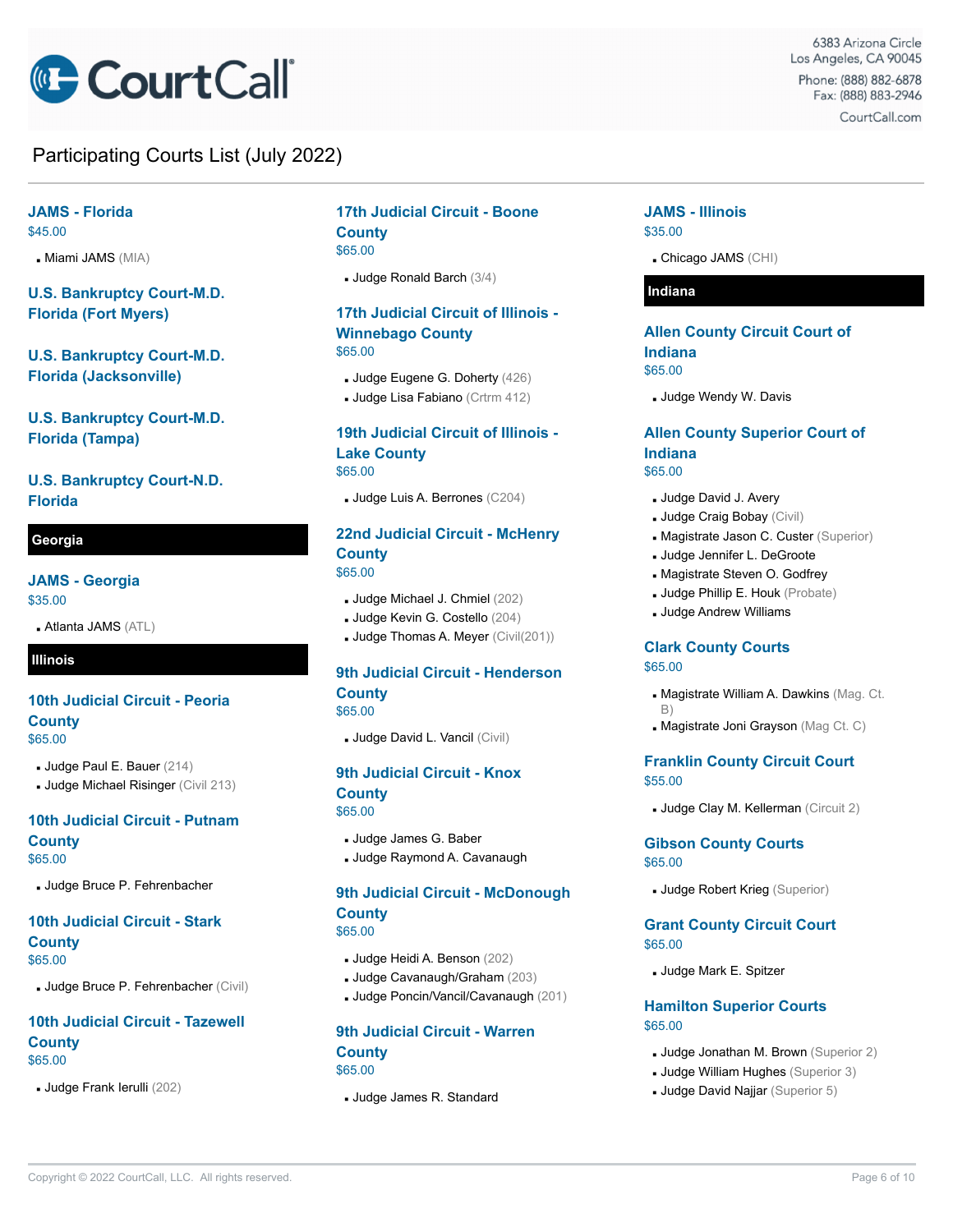# Participating Courts List (July 2022)

### JAMS - Florida
$45.00

- Miami JAMS (MIA)

### U.S. Bankruptcy Court-M.D. Florida (Fort Myers)

### U.S. Bankruptcy Court-M.D. Florida (Jacksonville)

### U.S. Bankruptcy Court-M.D. Florida (Tampa)

### U.S. Bankruptcy Court-N.D. Florida

## Georgia

### JAMS - Georgia
$35.00

- Atlanta JAMS (ATL)

## Illinois

### 10th Judicial Circuit - Peoria County
$65.00

- Judge Paul E. Bauer (214)
- Judge Michael Risinger (Civil 213)

### 10th Judicial Circuit - Putnam County
$65.00

- Judge Bruce P. Fehrenbacher

### 10th Judicial Circuit - Stark County
$65.00

- Judge Bruce P. Fehrenbacher (Civil)

### 10th Judicial Circuit - Tazewell County
$65.00

- Judge Frank Ierulli (202)

### 17th Judicial Circuit - Boone County
$65.00

- Judge Ronald Barch (3/4)

### 17th Judicial Circuit of Illinois - Winnebago County
$65.00

- Judge Eugene G. Doherty (426)
- Judge Lisa Fabiano (Crtrm 412)

### 19th Judicial Circuit of Illinois - Lake County
$65.00

- Judge Luis A. Berrones (C204)

### 22nd Judicial Circuit - McHenry County
$65.00

- Judge Michael J. Chmiel (202)
- Judge Kevin G. Costello (204)
- Judge Thomas A. Meyer (Civil(201))

### 9th Judicial Circuit - Henderson County
$65.00

- Judge David L. Vancil (Civil)

### 9th Judicial Circuit - Knox County
$65.00

- Judge James G. Baber
- Judge Raymond A. Cavanaugh

### 9th Judicial Circuit - McDonough County
$65.00

- Judge Heidi A. Benson (202)
- Judge Cavanaugh/Graham (203)
- Judge Poncin/Vancil/Cavanaugh (201)

### 9th Judicial Circuit - Warren County
$65.00

- Judge James R. Standard

### JAMS - Illinois
$35.00

- Chicago JAMS (CHI)

## Indiana

### Allen County Circuit Court of Indiana
$65.00

- Judge Wendy W. Davis

### Allen County Superior Court of Indiana
$65.00

- Judge David J. Avery
- Judge Craig Bobay (Civil)
- Magistrate Jason C. Custer (Superior)
- Judge Jennifer L. DeGroote
- Magistrate Steven O. Godfrey
- Judge Phillip E. Houk (Probate)
- Judge Andrew Williams

### Clark County Courts
$65.00

- Magistrate William A. Dawkins (Mag. Ct. B)
- Magistrate Joni Grayson (Mag Ct. C)

### Franklin County Circuit Court
$55.00

- Judge Clay M. Kellerman (Circuit 2)

### Gibson County Courts
$65.00

- Judge Robert Krieg (Superior)

### Grant County Circuit Court
$65.00

- Judge Mark E. Spitzer

### Hamilton Superior Courts
$65.00

- Judge Jonathan M. Brown (Superior 2)
- Judge William Hughes (Superior 3)
- Judge David Najjar (Superior 5)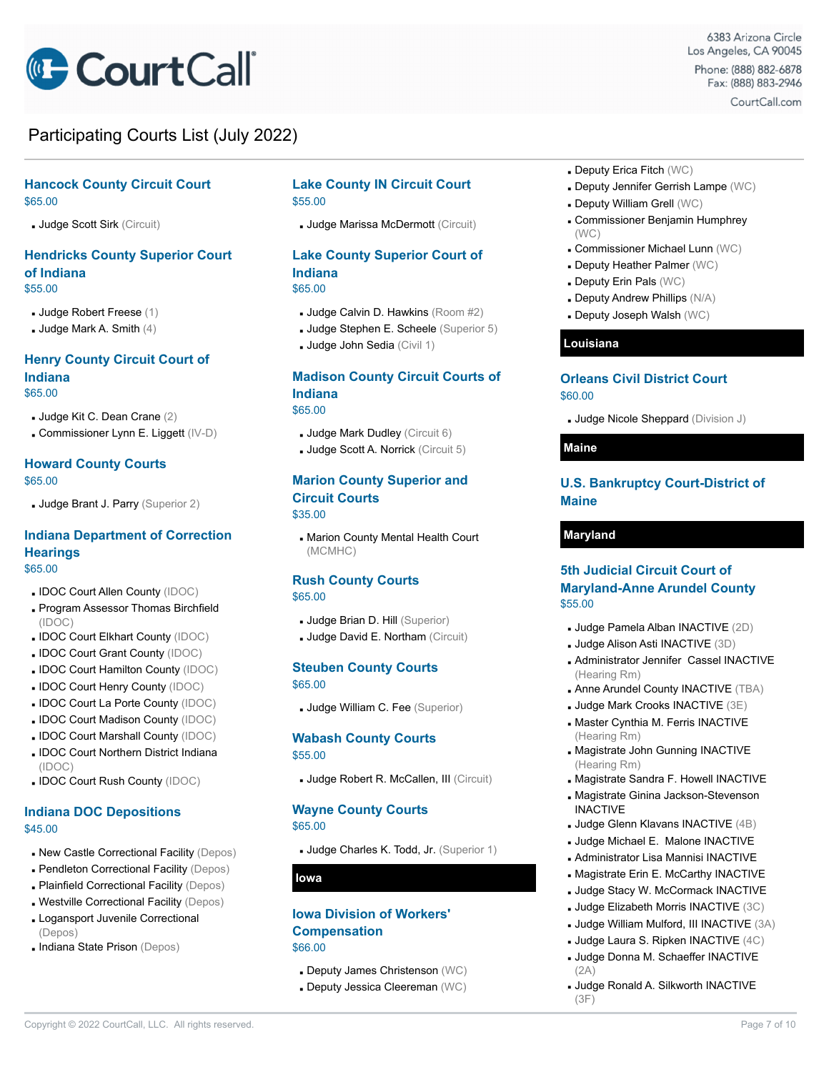# Participating Courts List (July 2022)

### Hancock County Circuit Court

$65.00

- Judge Scott Sirk (Circuit)

### Hendricks County Superior Court of Indiana

$55.00

- Judge Robert Freese (1)
- Judge Mark A. Smith (4)

### Henry County Circuit Court of Indiana

$65.00

- Judge Kit C. Dean Crane (2)
- Commissioner Lynn E. Liggett (IV-D)

### Howard County Courts

$65.00

- Judge Brant J. Parry (Superior 2)

### Indiana Department of Correction Hearings

$65.00

- IDOC Court Allen County (IDOC)
- Program Assessor Thomas Birchfield (IDOC)
- IDOC Court Elkhart County (IDOC)
- IDOC Court Grant County (IDOC)
- IDOC Court Hamilton County (IDOC)
- IDOC Court Henry County (IDOC)
- IDOC Court La Porte County (IDOC)
- IDOC Court Madison County (IDOC)
- IDOC Court Marshall County (IDOC)
- IDOC Court Northern District Indiana (IDOC)
- IDOC Court Rush County (IDOC)

### Indiana DOC Depositions

$45.00

- New Castle Correctional Facility (Depos)
- Pendleton Correctional Facility (Depos)
- Plainfield Correctional Facility (Depos)
- Westville Correctional Facility (Depos)
- Logansport Juvenile Correctional (Depos)
- Indiana State Prison (Depos)

### Lake County IN Circuit Court

$55.00

- Judge Marissa McDermott (Circuit)

### Lake County Superior Court of Indiana

$65.00

- Judge Calvin D. Hawkins (Room #2)
- Judge Stephen E. Scheele (Superior 5)
- Judge John Sedia (Civil 1)

### Madison County Circuit Courts of Indiana

$65.00

- Judge Mark Dudley (Circuit 6)
- Judge Scott A. Norrick (Circuit 5)

### Marion County Superior and Circuit Courts

$35.00

- Marion County Mental Health Court (MCMHC)

### Rush County Courts

$65.00

- Judge Brian D. Hill (Superior)
- Judge David E. Northam (Circuit)

### Steuben County Courts

$65.00

- Judge William C. Fee (Superior)

### Wabash County Courts

$55.00

- Judge Robert R. McCallen, III (Circuit)

### Wayne County Courts

$65.00

- Judge Charles K. Todd, Jr. (Superior 1)

## Iowa

### Iowa Division of Workers' Compensation

$66.00

- Deputy James Christenson (WC)
- Deputy Jessica Cleereman (WC)
- Deputy Erica Fitch (WC)
- Deputy Jennifer Gerrish Lampe (WC)
- Deputy William Grell (WC)
- Commissioner Benjamin Humphrey (WC)
- Commissioner Michael Lunn (WC)
- Deputy Heather Palmer (WC)
- Deputy Erin Pals (WC)
- Deputy Andrew Phillips (N/A)
- Deputy Joseph Walsh (WC)

## Louisiana

### Orleans Civil District Court

$60.00

- Judge Nicole Sheppard (Division J)

## Maine

### U.S. Bankruptcy Court-District of Maine

## Maryland

### 5th Judicial Circuit Court of Maryland-Anne Arundel County

$55.00

- Judge Pamela Alban INACTIVE (2D)
- Judge Alison Asti INACTIVE (3D)
- Administrator Jennifer Cassel INACTIVE (Hearing Rm)
- Anne Arundel County INACTIVE (TBA)
- Judge Mark Crooks INACTIVE (3E)
- Master Cynthia M. Ferris INACTIVE (Hearing Rm)
- Magistrate John Gunning INACTIVE (Hearing Rm)
- Magistrate Sandra F. Howell INACTIVE
- Magistrate Ginina Jackson-Stevenson INACTIVE
- Judge Glenn Klavans INACTIVE (4B)
- Judge Michael E. Malone INACTIVE
- Administrator Lisa Mannisi INACTIVE
- Magistrate Erin E. McCarthy INACTIVE
- Judge Stacy W. McCormack INACTIVE
- Judge Elizabeth Morris INACTIVE (3C)
- Judge William Mulford, III INACTIVE (3A)
- Judge Laura S. Ripken INACTIVE (4C)
- Judge Donna M. Schaeffer INACTIVE (2A)
- Judge Ronald A. Silkworth INACTIVE (3F)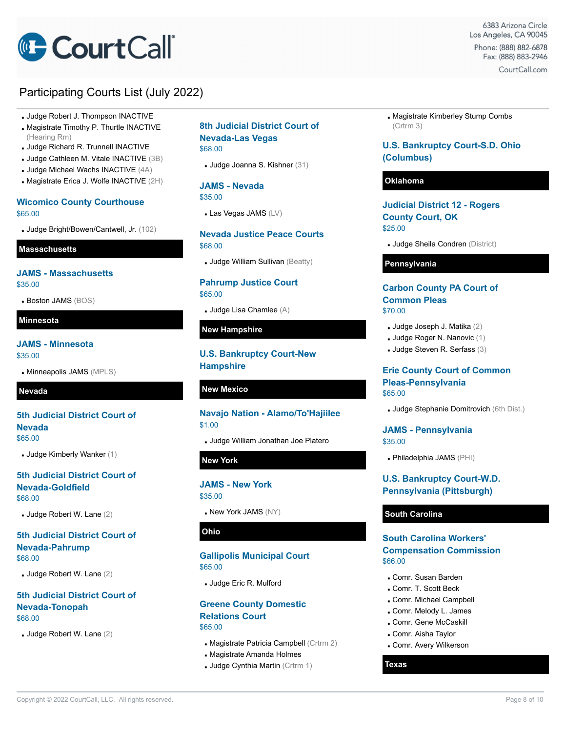# Participating Courts List (July 2022)

- Judge Robert J. Thompson INACTIVE
- Magistrate Timothy P. Thurtle INACTIVE (Hearing Rm)
- Judge Richard R. Trunnell INACTIVE
- Judge Cathleen M. Vitale INACTIVE (3B)
- Judge Michael Wachs INACTIVE (4A)
- Magistrate Erica J. Wolfe INACTIVE (2H)

### Wicomico County Courthouse

$65.00

- Judge Bright/Bowen/Cantwell, Jr. (102)

## Massachusetts

### JAMS - Massachusetts

$35.00

- Boston JAMS (BOS)

## Minnesota

### JAMS - Minnesota

$35.00

- Minneapolis JAMS (MPLS)

## Nevada

### 5th Judicial District Court of Nevada

$65.00

- Judge Kimberly Wanker (1)

### 5th Judicial District Court of Nevada-Goldfield

$68.00

- Judge Robert W. Lane (2)

### 5th Judicial District Court of Nevada-Pahrump

$68.00

- Judge Robert W. Lane (2)

### 5th Judicial District Court of Nevada-Tonopah

$68.00

- Judge Robert W. Lane (2)

### 8th Judicial District Court of Nevada-Las Vegas

$68.00

- Judge Joanna S. Kishner (31)

### JAMS - Nevada

$35.00

- Las Vegas JAMS (LV)

### Nevada Justice Peace Courts

$68.00

- Judge William Sullivan (Beatty)

### Pahrump Justice Court

$65.00

- Judge Lisa Chamlee (A)

## New Hampshire

### U.S. Bankruptcy Court-New Hampshire

## New Mexico

### Navajo Nation - Alamo/To'Hajiilee

$1.00

- Judge William Jonathan Joe Platero

## New York

### JAMS - New York

$35.00

- New York JAMS (NY)

## Ohio

### Gallipolis Municipal Court

$65.00

- Judge Eric R. Mulford

### Greene County Domestic Relations Court

$65.00

- Magistrate Patricia Campbell (Crtrm 2)
- Magistrate Amanda Holmes
- Judge Cynthia Martin (Crtrm 1)
- Magistrate Kimberley Stump Combs (Crtrm 3)

### U.S. Bankruptcy Court-S.D. Ohio (Columbus)

## Oklahoma

### Judicial District 12 - Rogers County Court, OK

$25.00

- Judge Sheila Condren (District)

## Pennsylvania

### Carbon County PA Court of Common Pleas

$70.00

- Judge Joseph J. Matika (2)
- Judge Roger N. Nanovic (1)
- Judge Steven R. Serfass (3)

### Erie County Court of Common Pleas-Pennsylvania

$65.00

- Judge Stephanie Domitrovich (6th Dist.)

### JAMS - Pennsylvania

$35.00

- Philadelphia JAMS (PHI)

### U.S. Bankruptcy Court-W.D. Pennsylvania (Pittsburgh)

## South Carolina

### South Carolina Workers' Compensation Commission

$66.00

- Comr. Susan Barden
- Comr. T. Scott Beck
- Comr. Michael Campbell
- Comr. Melody L. James
- Comr. Gene McCaskill
- Comr. Aisha Taylor
- Comr. Avery Wilkerson

## Texas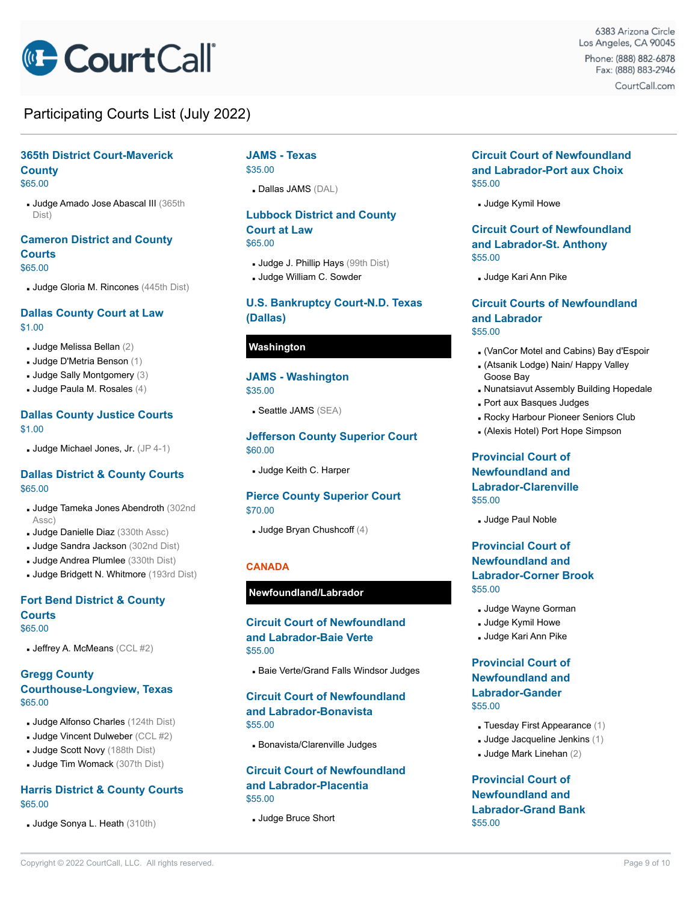# Participating Courts List (July 2022)

### 365th District Court-Maverick County

$65.00

- Judge Amado Jose Abascal III (365th Dist)

### Cameron District and County Courts

$65.00

- Judge Gloria M. Rincones (445th Dist)

### Dallas County Court at Law

$1.00

- Judge Melissa Bellan (2)
- Judge D'Metria Benson (1)
- Judge Sally Montgomery (3)
- Judge Paula M. Rosales (4)

### Dallas County Justice Courts

$1.00

- Judge Michael Jones, Jr. (JP 4-1)

### Dallas District & County Courts

$65.00

- Judge Tameka Jones Abendroth (302nd Assc)
- Judge Danielle Diaz (330th Assc)
- Judge Sandra Jackson (302nd Dist)
- Judge Andrea Plumlee (330th Dist)
- Judge Bridgett N. Whitmore (193rd Dist)

### Fort Bend District & County Courts

$65.00

- Jeffrey A. McMeans (CCL #2)

### Gregg County Courthouse-Longview, Texas

$65.00

- Judge Alfonso Charles (124th Dist)
- Judge Vincent Dulweber (CCL #2)
- Judge Scott Novy (188th Dist)
- Judge Tim Womack (307th Dist)

### Harris District & County Courts

$65.00

- Judge Sonya L. Heath (310th)

### JAMS - Texas

$35.00

- Dallas JAMS (DAL)

### Lubbock District and County Court at Law

$65.00

- Judge J. Phillip Hays (99th Dist)
- Judge William C. Sowder

### U.S. Bankruptcy Court-N.D. Texas (Dallas)

## Washington

### JAMS - Washington

$35.00

- Seattle JAMS (SEA)

### Jefferson County Superior Court

$60.00

- Judge Keith C. Harper

### Pierce County Superior Court

$70.00

- Judge Bryan Chushcoff (4)

# CANADA

## Newfoundland/Labrador

### Circuit Court of Newfoundland and Labrador-Baie Verte

$55.00

- Baie Verte/Grand Falls Windsor Judges

### Circuit Court of Newfoundland and Labrador-Bonavista

$55.00

- Bonavista/Clarenville Judges

### Circuit Court of Newfoundland and Labrador-Placentia

$55.00

- Judge Bruce Short

### Circuit Court of Newfoundland and Labrador-Port aux Choix

$55.00

- Judge Kymil Howe

### Circuit Court of Newfoundland and Labrador-St. Anthony

$55.00

- Judge Kari Ann Pike

### Circuit Courts of Newfoundland and Labrador

$55.00

- (VanCor Motel and Cabins) Bay d'Espoir
- (Atsanik Lodge) Nain/ Happy Valley Goose Bay
- Nunatsiavut Assembly Building Hopedale
- Port aux Basques Judges
- Rocky Harbour Pioneer Seniors Club
- (Alexis Hotel) Port Hope Simpson

### Provincial Court of Newfoundland and Labrador-Clarenville

$55.00

- Judge Paul Noble

### Provincial Court of Newfoundland and Labrador-Corner Brook

$55.00

- Judge Wayne Gorman
- Judge Kymil Howe
- Judge Kari Ann Pike

### Provincial Court of Newfoundland and Labrador-Gander

$55.00

- Tuesday First Appearance (1)
- Judge Jacqueline Jenkins (1)
- Judge Mark Linehan (2)

### Provincial Court of Newfoundland and Labrador-Grand Bank

$55.00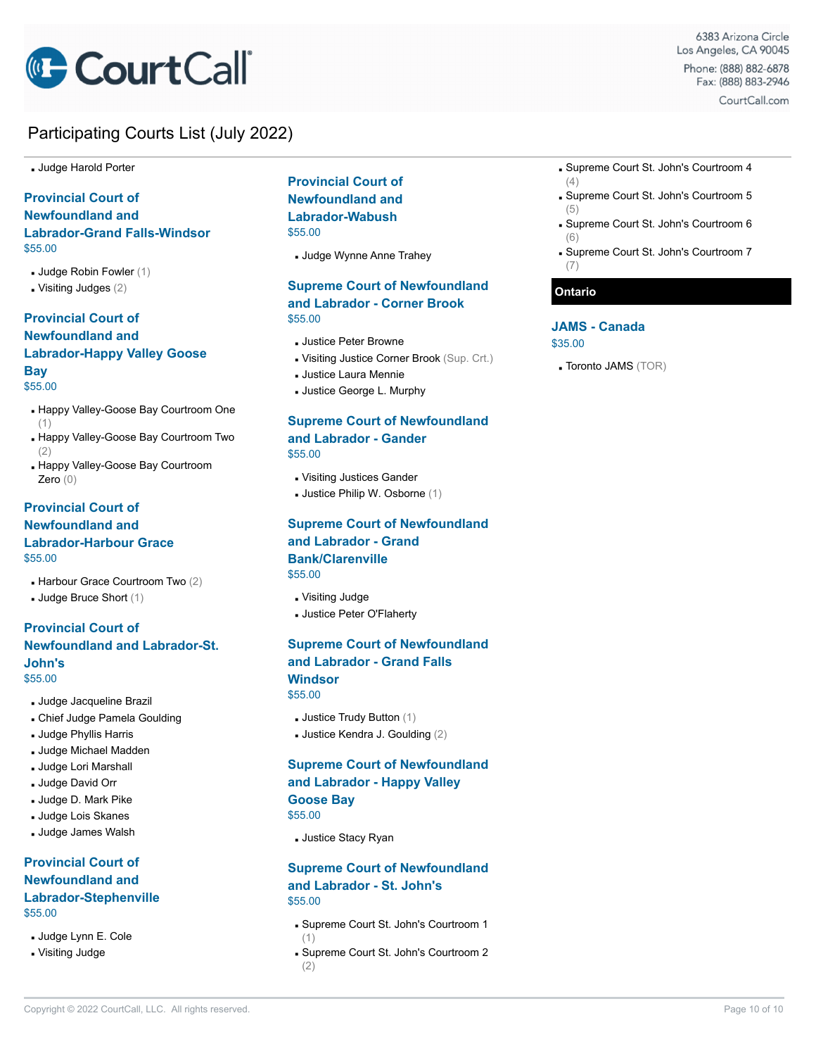## Participating Courts List (July 2022)

- Judge Harold Porter

### Provincial Court of Newfoundland and Labrador-Grand Falls-Windsor
$55.00

- Judge Robin Fowler (1)
- Visiting Judges (2)

### Provincial Court of Newfoundland and Labrador-Happy Valley Goose Bay
$55.00

- Happy Valley-Goose Bay Courtroom One (1)
- Happy Valley-Goose Bay Courtroom Two (2)
- Happy Valley-Goose Bay Courtroom Zero (0)

### Provincial Court of Newfoundland and Labrador-Harbour Grace
$55.00

- Harbour Grace Courtroom Two (2)
- Judge Bruce Short (1)

### Provincial Court of Newfoundland and Labrador-St. John's
$55.00

- Judge Jacqueline Brazil
- Chief Judge Pamela Goulding
- Judge Phyllis Harris
- Judge Michael Madden
- Judge Lori Marshall
- Judge David Orr
- Judge D. Mark Pike
- Judge Lois Skanes
- Judge James Walsh

### Provincial Court of Newfoundland and Labrador-Stephenville
$55.00

- Judge Lynn E. Cole
- Visiting Judge

### Provincial Court of Newfoundland and Labrador-Wabush
$55.00

- Judge Wynne Anne Trahey

### Supreme Court of Newfoundland and Labrador - Corner Brook
$55.00

- Justice Peter Browne
- Visiting Justice Corner Brook (Sup. Crt.)
- Justice Laura Mennie
- Justice George L. Murphy

### Supreme Court of Newfoundland and Labrador - Gander
$55.00

- Visiting Justices Gander
- Justice Philip W. Osborne (1)

### Supreme Court of Newfoundland and Labrador - Grand Bank/Clarenville
$55.00

- Visiting Judge
- Justice Peter O'Flaherty

### Supreme Court of Newfoundland and Labrador - Grand Falls Windsor
$55.00

- Justice Trudy Button (1)
- Justice Kendra J. Goulding (2)

### Supreme Court of Newfoundland and Labrador - Happy Valley Goose Bay
$55.00

- Justice Stacy Ryan

### Supreme Court of Newfoundland and Labrador - St. John's
$55.00

- Supreme Court St. John's Courtroom 1 (1)
- Supreme Court St. John's Courtroom 2 (2)
- Supreme Court St. John's Courtroom 4 (4)
- Supreme Court St. John's Courtroom 5 (5)
- Supreme Court St. John's Courtroom 6 (6)
- Supreme Court St. John's Courtroom 7 (7)

## Ontario

### JAMS - Canada
$35.00

- Toronto JAMS (TOR)